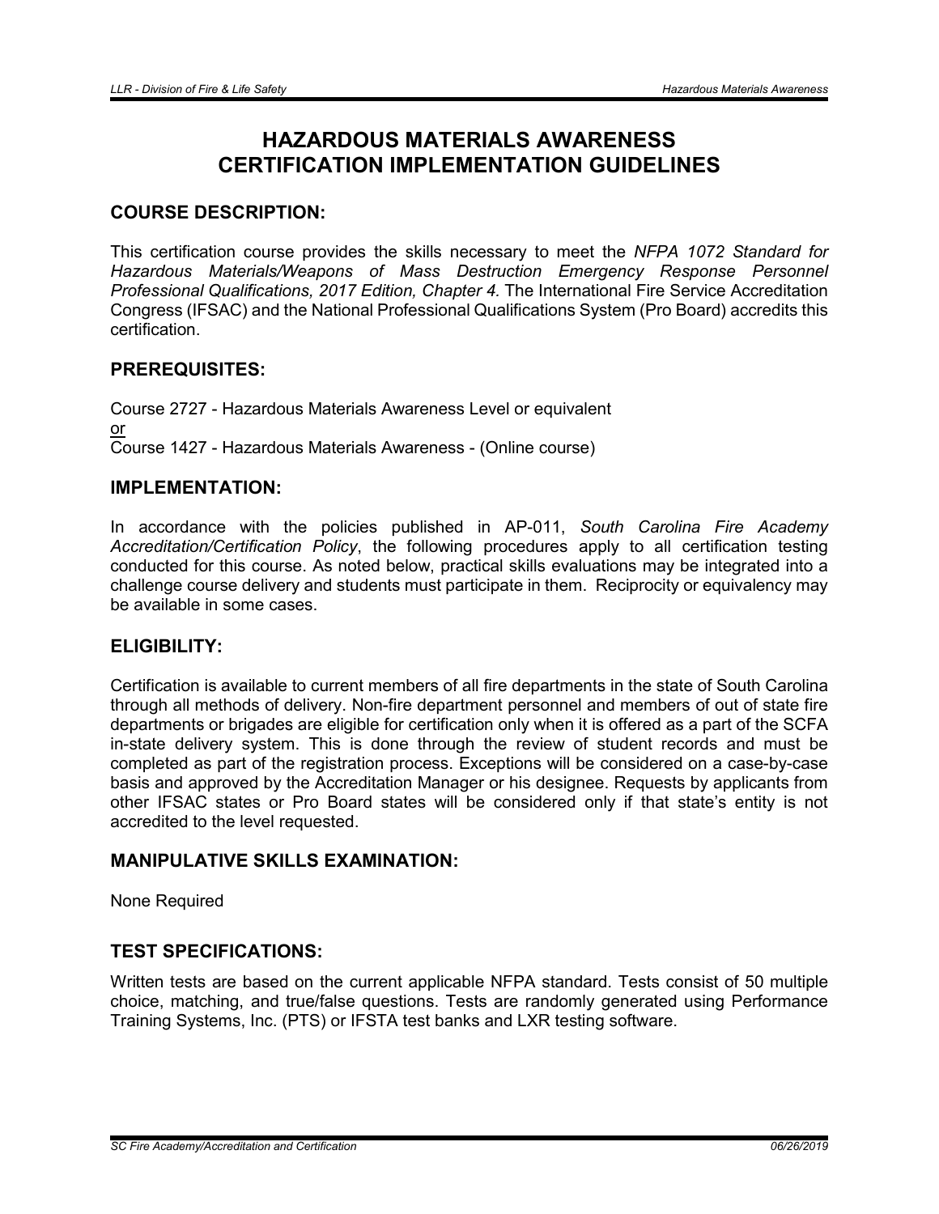# HAZARDOUS MATERIALS AWARENESS CERTIFICATION IMPLEMENTATION GUIDELINES

## COURSE DESCRIPTION:

This certification course provides the skills necessary to meet the *NFPA 1072 Standard for Hazardous Materials/Weapons of Mass Destruction Emergency Response Personnel Professional Qualifications, 2017 Edition, Chapter 4.* The International Fire Service Accreditation Congress (IFSAC) and the National Professional Qualifications System (Pro Board) accredits this certification.

## PREREQUISITES:

Course 2727 - Hazardous Materials Awareness Level or equivalent
<u>or</u>
Course 1427 - Hazardous Materials Awareness - (Online course)

## IMPLEMENTATION:

In accordance with the policies published in AP-011, *South Carolina Fire Academy Accreditation/Certification Policy*, the following procedures apply to all certification testing conducted for this course. As noted below, practical skills evaluations may be integrated into a challenge course delivery and students must participate in them. Reciprocity or equivalency may be available in some cases.

## ELIGIBILITY:

Certification is available to current members of all fire departments in the state of South Carolina through all methods of delivery. Non-fire department personnel and members of out of state fire departments or brigades are eligible for certification only when it is offered as a part of the SCFA in-state delivery system. This is done through the review of student records and must be completed as part of the registration process. Exceptions will be considered on a case-by-case basis and approved by the Accreditation Manager or his designee. Requests by applicants from other IFSAC states or Pro Board states will be considered only if that state's entity is not accredited to the level requested.

## MANIPULATIVE SKILLS EXAMINATION:

None Required

## TEST SPECIFICATIONS:

Written tests are based on the current applicable NFPA standard. Tests consist of 50 multiple choice, matching, and true/false questions. Tests are randomly generated using Performance Training Systems, Inc. (PTS) or IFSTA test banks and LXR testing software.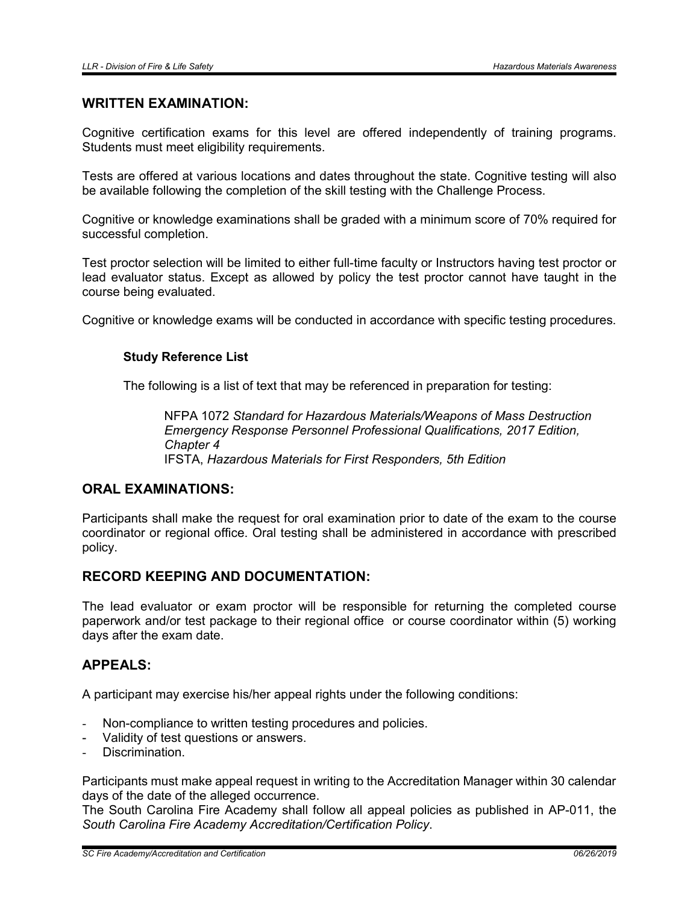## WRITTEN EXAMINATION:

Cognitive certification exams for this level are offered independently of training programs. Students must meet eligibility requirements.

Tests are offered at various locations and dates throughout the state. Cognitive testing will also be available following the completion of the skill testing with the Challenge Process.

Cognitive or knowledge examinations shall be graded with a minimum score of 70% required for successful completion.

Test proctor selection will be limited to either full-time faculty or Instructors having test proctor or lead evaluator status. Except as allowed by policy the test proctor cannot have taught in the course being evaluated.

Cognitive or knowledge exams will be conducted in accordance with specific testing procedures.

### Study Reference List

The following is a list of text that may be referenced in preparation for testing:

NFPA 1072 *Standard for Hazardous Materials/Weapons of Mass Destruction Emergency Response Personnel Professional Qualifications, 2017 Edition, Chapter 4*
IFSTA, *Hazardous Materials for First Responders, 5th Edition*

## ORAL EXAMINATIONS:

Participants shall make the request for oral examination prior to date of the exam to the course coordinator or regional office. Oral testing shall be administered in accordance with prescribed policy.

## RECORD KEEPING AND DOCUMENTATION:

The lead evaluator or exam proctor will be responsible for returning the completed course paperwork and/or test package to their regional office or course coordinator within (5) working days after the exam date.

## APPEALS:

A participant may exercise his/her appeal rights under the following conditions:

- Non-compliance to written testing procedures and policies.
- Validity of test questions or answers.
- Discrimination.

Participants must make appeal request in writing to the Accreditation Manager within 30 calendar days of the date of the alleged occurrence.
The South Carolina Fire Academy shall follow all appeal policies as published in AP-011, the *South Carolina Fire Academy Accreditation/Certification Policy*.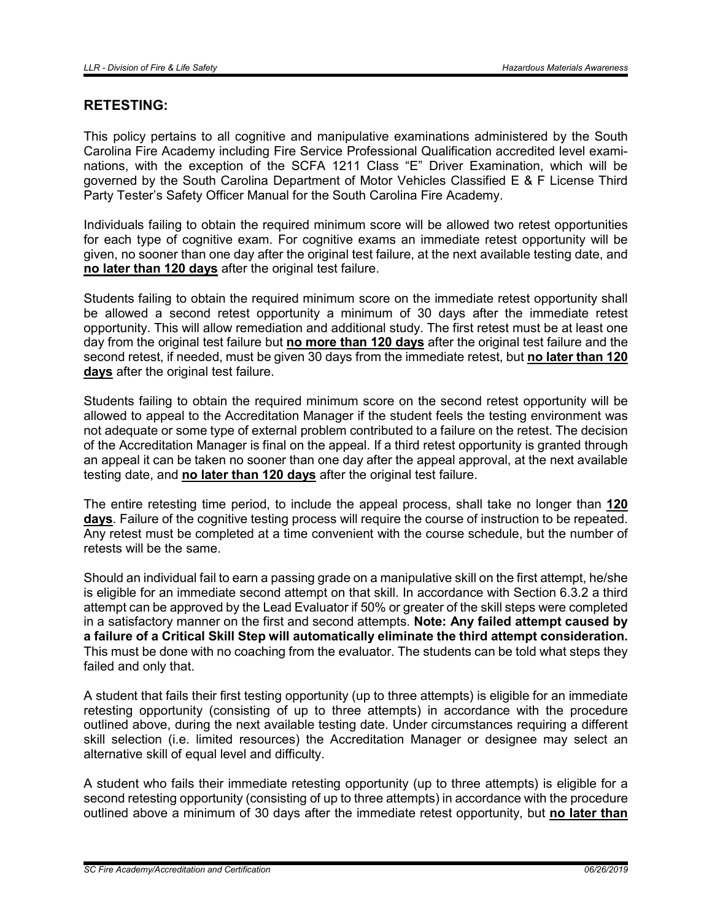## RETESTING:

This policy pertains to all cognitive and manipulative examinations administered by the South Carolina Fire Academy including Fire Service Professional Qualification accredited level examinations, with the exception of the SCFA 1211 Class "E" Driver Examination, which will be governed by the South Carolina Department of Motor Vehicles Classified E & F License Third Party Tester's Safety Officer Manual for the South Carolina Fire Academy.

Individuals failing to obtain the required minimum score will be allowed two retest opportunities for each type of cognitive exam. For cognitive exams an immediate retest opportunity will be given, no sooner than one day after the original test failure, at the next available testing date, and **no later than 120 days** after the original test failure.

Students failing to obtain the required minimum score on the immediate retest opportunity shall be allowed a second retest opportunity a minimum of 30 days after the immediate retest opportunity. This will allow remediation and additional study. The first retest must be at least one day from the original test failure but **no more than 120 days** after the original test failure and the second retest, if needed, must be given 30 days from the immediate retest, but **no later than 120 days** after the original test failure.

Students failing to obtain the required minimum score on the second retest opportunity will be allowed to appeal to the Accreditation Manager if the student feels the testing environment was not adequate or some type of external problem contributed to a failure on the retest. The decision of the Accreditation Manager is final on the appeal. If a third retest opportunity is granted through an appeal it can be taken no sooner than one day after the appeal approval, at the next available testing date, and **no later than 120 days** after the original test failure.

The entire retesting time period, to include the appeal process, shall take no longer than **120 days**. Failure of the cognitive testing process will require the course of instruction to be repeated. Any retest must be completed at a time convenient with the course schedule, but the number of retests will be the same.

Should an individual fail to earn a passing grade on a manipulative skill on the first attempt, he/she is eligible for an immediate second attempt on that skill. In accordance with Section 6.3.2 a third attempt can be approved by the Lead Evaluator if 50% or greater of the skill steps were completed in a satisfactory manner on the first and second attempts. **Note: Any failed attempt caused by a failure of a Critical Skill Step will automatically eliminate the third attempt consideration.** This must be done with no coaching from the evaluator. The students can be told what steps they failed and only that.

A student that fails their first testing opportunity (up to three attempts) is eligible for an immediate retesting opportunity (consisting of up to three attempts) in accordance with the procedure outlined above, during the next available testing date. Under circumstances requiring a different skill selection (i.e. limited resources) the Accreditation Manager or designee may select an alternative skill of equal level and difficulty.

A student who fails their immediate retesting opportunity (up to three attempts) is eligible for a second retesting opportunity (consisting of up to three attempts) in accordance with the procedure outlined above a minimum of 30 days after the immediate retest opportunity, but **no later than**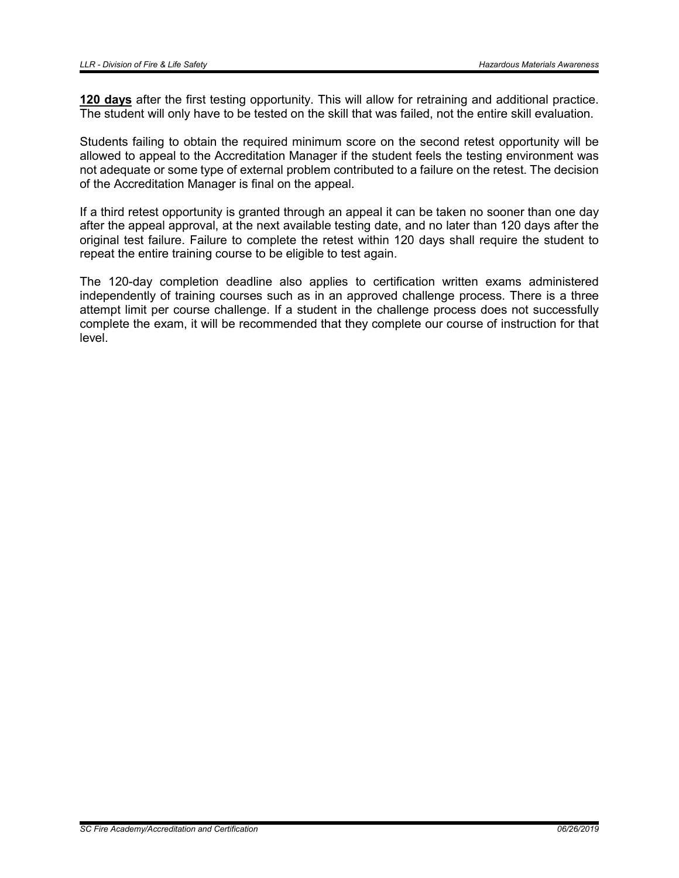**120 days** after the first testing opportunity. This will allow for retraining and additional practice. The student will only have to be tested on the skill that was failed, not the entire skill evaluation.

Students failing to obtain the required minimum score on the second retest opportunity will be allowed to appeal to the Accreditation Manager if the student feels the testing environment was not adequate or some type of external problem contributed to a failure on the retest. The decision of the Accreditation Manager is final on the appeal.

If a third retest opportunity is granted through an appeal it can be taken no sooner than one day after the appeal approval, at the next available testing date, and no later than 120 days after the original test failure. Failure to complete the retest within 120 days shall require the student to repeat the entire training course to be eligible to test again.

The 120-day completion deadline also applies to certification written exams administered independently of training courses such as in an approved challenge process. There is a three attempt limit per course challenge. If a student in the challenge process does not successfully complete the exam, it will be recommended that they complete our course of instruction for that level.